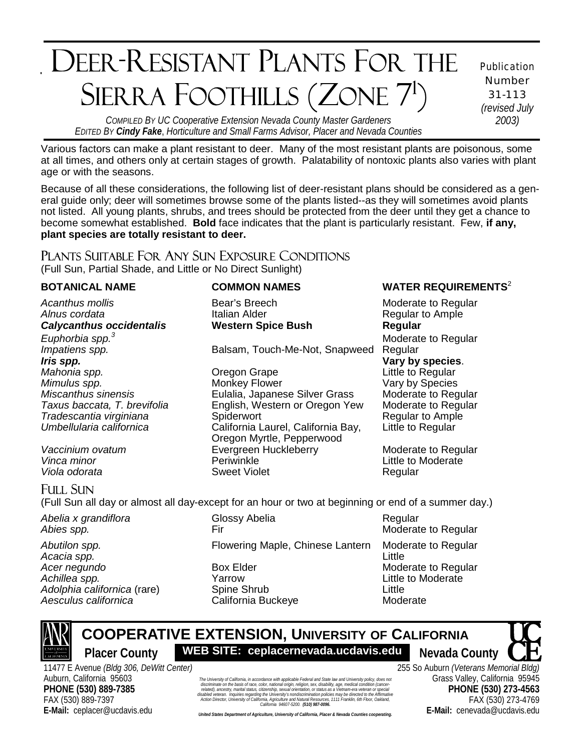# Deer-Resistant Plants For the Sierra Foothills (Zone 7[1])

Publication Number 31-113 *(revised July 2003)*

*Compiled By UC Cooperative Extension Nevada County Master Gardeners*
*Edited By* ***Cindy Fake****, Horticulture and Small Farms Advisor, Placer and Nevada Counties*

Various factors can make a plant resistant to deer. Many of the most resistant plants are poisonous, some at all times, and others only at certain stages of growth. Palatability of nontoxic plants also varies with plant age or with the seasons.

Because of all these considerations, the following list of deer-resistant plans should be considered as a general guide only; deer will sometimes browse some of the plants listed--as they will sometimes avoid plants not listed. All young plants, shrubs, and trees should be protected from the deer until they get a chance to become somewhat established. **Bold** face indicates that the plant is particularly resistant. Few, **if any, plant species are totally resistant to deer.**

## Plants Suitable For Any Sun Exposure Conditions

(Full Sun, Partial Shade, and Little or No Direct Sunlight)

| BOTANICAL NAME | COMMON NAMES | WATER REQUIREMENTS[2] |
|---|---|---|
| *Acanthus mollis* | Bear's Breech | Moderate to Regular |
| *Alnus cordata* | Italian Alder | Regular to Ample |
| ***Calycanthus occidentalis*** | **Western Spice Bush** | **Regular** |
| *Euphorbia spp.*[3] | | Moderate to Regular |
| *Impatiens spp.* | Balsam, Touch-Me-Not, Snapweed | Regular |
| ***Iris spp.*** | | **Vary by species**. |
| *Mahonia spp.* | Oregon Grape | Little to Regular |
| *Mimulus spp.* | Monkey Flower | Vary by Species |
| *Miscanthus sinensis* | Eulalia, Japanese Silver Grass | Moderate to Regular |
| *Taxus baccata, T. brevifolia* | English, Western or Oregon Yew | Moderate to Regular |
| *Tradescantia virginiana* | Spiderwort | Regular to Ample |
| *Umbellularia californica* | California Laurel, California Bay, Oregon Myrtle, Pepperwood | Little to Regular |
| *Vaccinium ovatum* | Evergreen Huckleberry | Moderate to Regular |
| *Vinca minor* | Periwinkle | Little to Moderate |
| *Viola odorata* | Sweet Violet | Regular |

## Full Sun

(Full Sun all day or almost all day-except for an hour or two at beginning or end of a summer day.)

| BOTANICAL NAME | COMMON NAMES | WATER REQUIREMENTS |
|---|---|---|
| *Abelia x grandiflora* | Glossy Abelia | Regular |
| *Abies spp.* | Fir | Moderate to Regular |
| *Abutilon spp.* | Flowering Maple, Chinese Lantern | Moderate to Regular |
| *Acacia spp.* | | Little |
| *Acer negundo* | Box Elder | Moderate to Regular |
| *Achillea spp.* | Yarrow | Little to Moderate |
| *Adolphia californica* (rare) | Spine Shrub | Little |
| *Aesculus californica* | California Buckeye | Moderate |

**COOPERATIVE EXTENSION, UNIVERSITY OF CALIFORNIA**

**Placer County** — **WEB SITE: ceplacernevada.ucdavis.edu** — **Nevada County**

11477 E Avenue *(Bldg 306, DeWitt Center)*
Auburn, California 95603
**PHONE (530) 889-7385**
FAX (530) 889-7397
**E-Mail:** ceplacer@ucdavis.edu

255 So Auburn *(Veterans Memorial Bldg)*
Grass Valley, California 95945
**PHONE (530) 273-4563**
FAX (530) 273-4769
**E-Mail:** cenevada@ucdavis.edu

*The University of California, in accordance with applicable Federal and State law and University policy, does not discriminate on the basis of race, color, national origin, religion, sex, disability, age, medical condition (cancer-related), ancestry, marital status, citizenship, sexual orientation, or status as a Vietnam-era veteran or special disabled veteran. Inquiries regarding the University's nondiscrimination policies may be directed to the Affirmative Action Director, University of California, Agriculture and Natural Resources, 1111 Franklin, 6th Floor, Oakland, California 94607-5200.* ***(510) 987-0096.***

***United States Department of Agriculture, University of California, Placer & Nevada Counties cooperating.***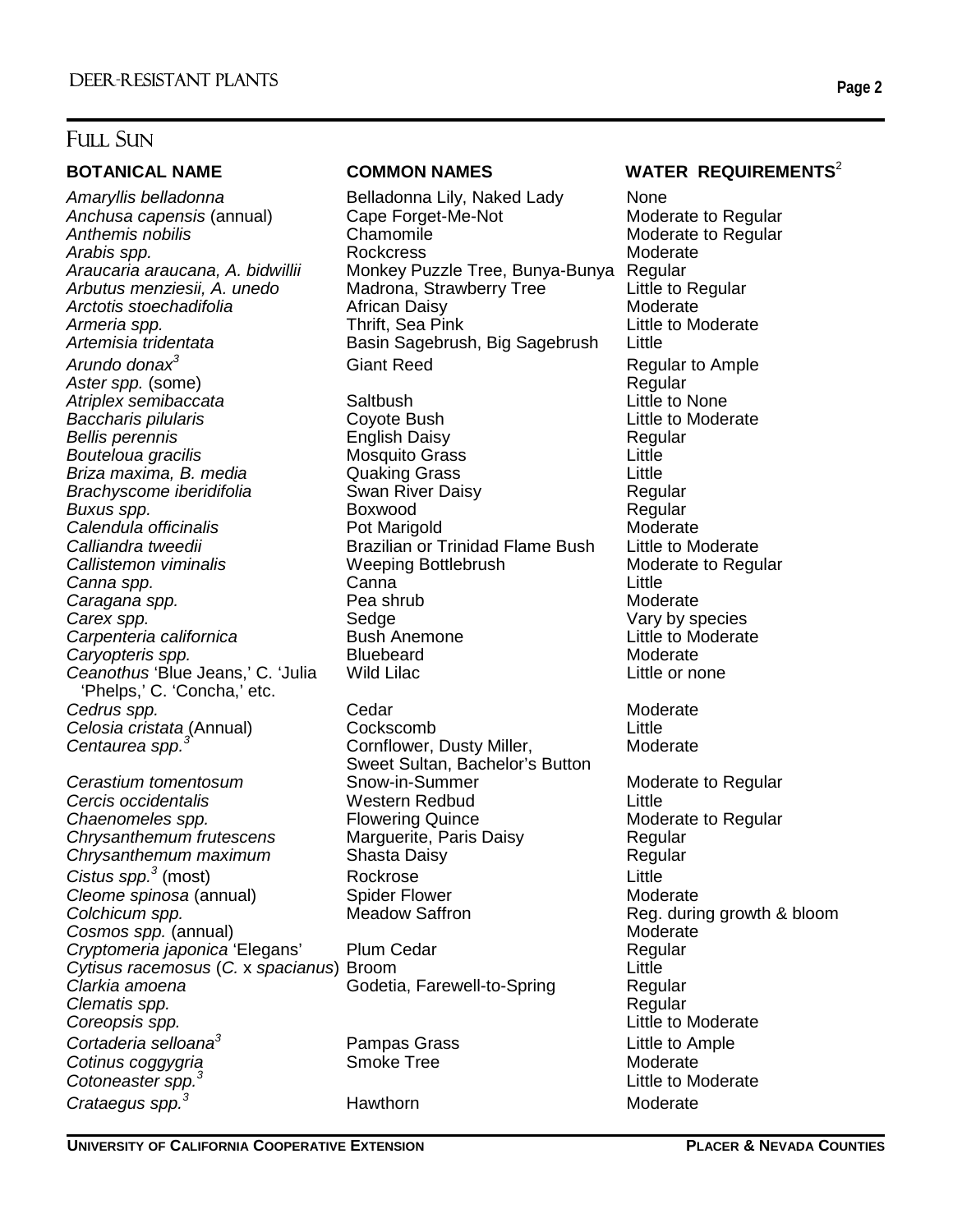## Full Sun

| BOTANICAL NAME | COMMON NAMES | WATER REQUIREMENTS[2] |
| --- | --- | --- |
| *Amaryllis belladonna* | Belladonna Lily, Naked Lady | None |
| *Anchusa capensis* (annual) | Cape Forget-Me-Not | Moderate to Regular |
| *Anthemis nobilis* | Chamomile | Moderate to Regular |
| *Arabis spp.* | Rockcress | Moderate |
| *Araucaria araucana, A. bidwillii* | Monkey Puzzle Tree, Bunya-Bunya | Regular |
| *Arbutus menziesii, A. unedo* | Madrona, Strawberry Tree | Little to Regular |
| *Arctotis stoechadifolia* | African Daisy | Moderate |
| *Armeria spp.* | Thrift, Sea Pink | Little to Moderate |
| *Artemisia tridentata* | Basin Sagebrush, Big Sagebrush | Little |
| *Arundo donax*[3] | Giant Reed | Regular to Ample |
| *Aster spp.* (some) | | Regular |
| *Atriplex semibaccata* | Saltbush | Little to None |
| *Baccharis pilularis* | Coyote Bush | Little to Moderate |
| *Bellis perennis* | English Daisy | Regular |
| *Bouteloua gracilis* | Mosquito Grass | Little |
| *Briza maxima, B. media* | Quaking Grass | Little |
| *Brachyscome iberidifolia* | Swan River Daisy | Regular |
| *Buxus spp.* | Boxwood | Regular |
| *Calendula officinalis* | Pot Marigold | Moderate |
| *Calliandra tweedii* | Brazilian or Trinidad Flame Bush | Little to Moderate |
| *Callistemon viminalis* | Weeping Bottlebrush | Moderate to Regular |
| *Canna spp.* | Canna | Little |
| *Caragana spp.* | Pea shrub | Moderate |
| *Carex spp.* | Sedge | Vary by species |
| *Carpenteria californica* | Bush Anemone | Little to Moderate |
| *Caryopteris spp.* | Bluebeard | Moderate |
| *Ceanothus* 'Blue Jeans,' C. 'Julia 'Phelps,' C. 'Concha,' etc. | Wild Lilac | Little or none |
| *Cedrus spp.* | Cedar | Moderate |
| *Celosia cristata* (Annual) | Cockscomb | Little |
| *Centaurea spp.*[3] | Cornflower, Dusty Miller, Sweet Sultan, Bachelor's Button | Moderate |
| *Cerastium tomentosum* | Snow-in-Summer | Moderate to Regular |
| *Cercis occidentalis* | Western Redbud | Little |
| *Chaenomeles spp.* | Flowering Quince | Moderate to Regular |
| *Chrysanthemum frutescens* | Marguerite, Paris Daisy | Regular |
| *Chrysanthemum maximum* | Shasta Daisy | Regular |
| *Cistus spp.*[3] (most) | Rockrose | Little |
| *Cleome spinosa* (annual) | Spider Flower | Moderate |
| *Colchicum spp.* | Meadow Saffron | Reg. during growth & bloom |
| *Cosmos spp.* (annual) | | Moderate |
| *Cryptomeria japonica* 'Elegans' | Plum Cedar | Regular |
| *Cytisus racemosus* (*C.* x *spacianus*) | Broom | Little |
| *Clarkia amoena* | Godetia, Farewell-to-Spring | Regular |
| *Clematis spp.* | | Regular |
| *Coreopsis spp.* | | Little to Moderate |
| *Cortaderia selloana*[3] | Pampas Grass | Little to Ample |
| *Cotinus coggygria* | Smoke Tree | Moderate |
| *Cotoneaster spp.*[3] | | Little to Moderate |
| *Crataegus spp.*[3] | Hawthorn | Moderate |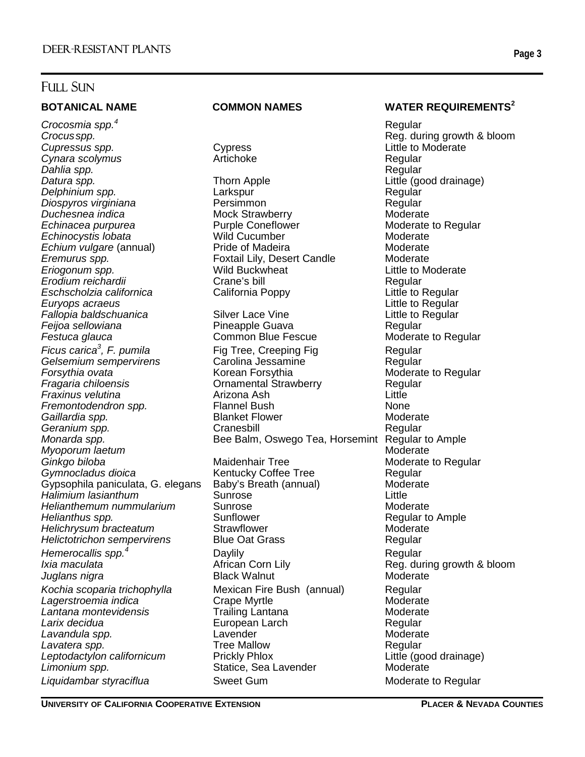## Full Sun

| BOTANICAL NAME | COMMON NAMES | WATER REQUIREMENTS[2] |
|---|---|---|
| *Crocosmia spp.*[4] | | Regular |
| *Crocus spp.* | | Reg. during growth & bloom |
| *Cupressus spp.* | Cypress | Little to Moderate |
| *Cynara scolymus* | Artichoke | Regular |
| *Dahlia spp.* | | Regular |
| *Datura spp.* | Thorn Apple | Little (good drainage) |
| *Delphinium spp.* | Larkspur | Regular |
| *Diospyros virginiana* | Persimmon | Regular |
| *Duchesnea indica* | Mock Strawberry | Moderate |
| *Echinacea purpurea* | Purple Coneflower | Moderate to Regular |
| *Echinocystis lobata* | Wild Cucumber | Moderate |
| *Echium vulgare* (annual) | Pride of Madeira | Moderate |
| *Eremurus spp.* | Foxtail Lily, Desert Candle | Moderate |
| *Eriogonum spp.* | Wild Buckwheat | Little to Moderate |
| *Erodium reichardii* | Crane's bill | Regular |
| *Eschscholzia californica* | California Poppy | Little to Regular |
| *Euryops acraeus* | | Little to Regular |
| *Fallopia baldschuanica* | Silver Lace Vine | Little to Regular |
| *Feijoa sellowiana* | Pineapple Guava | Regular |
| *Festuca glauca* | Common Blue Fescue | Moderate to Regular |
| *Ficus carica*[3], *F. pumila* | Fig Tree, Creeping Fig | Regular |
| *Gelsemium sempervirens* | Carolina Jessamine | Regular |
| *Forsythia ovata* | Korean Forsythia | Moderate to Regular |
| *Fragaria chiloensis* | Ornamental Strawberry | Regular |
| *Fraxinus velutina* | Arizona Ash | Little |
| *Fremontodendron spp.* | Flannel Bush | None |
| *Gaillardia spp.* | Blanket Flower | Moderate |
| *Geranium spp.* | Cranesbill | Regular |
| *Monarda spp.* | Bee Balm, Oswego Tea, Horsemint | Regular to Ample |
| *Myoporum laetum* | | Moderate |
| *Ginkgo biloba* | Maidenhair Tree | Moderate to Regular |
| *Gymnocladus dioica* | Kentucky Coffee Tree | Regular |
| Gypsophila paniculata, G. elegans | Baby's Breath (annual) | Moderate |
| *Halimium lasianthum* | Sunrose | Little |
| *Helianthemum nummularium* | Sunrose | Moderate |
| *Helianthus spp.* | Sunflower | Regular to Ample |
| *Helichrysum bracteatum* | Strawflower | Moderate |
| *Helictotrichon sempervirens* | Blue Oat Grass | Regular |
| *Hemerocallis spp.*[4] | Daylily | Regular |
| *Ixia maculata* | African Corn Lily | Reg. during growth & bloom |
| *Juglans nigra* | Black Walnut | Moderate |
| *Kochia scoparia trichophylla* | Mexican Fire Bush (annual) | Regular |
| *Lagerstroemia indica* | Crape Myrtle | Moderate |
| *Lantana montevidensis* | Trailing Lantana | Moderate |
| *Larix decidua* | European Larch | Regular |
| *Lavandula spp.* | Lavender | Moderate |
| *Lavatera spp.* | Tree Mallow | Regular |
| *Leptodactylon californicum* | Prickly Phlox | Little (good drainage) |
| *Limonium spp.* | Statice, Sea Lavender | Moderate |
| *Liquidambar styraciflua* | Sweet Gum | Moderate to Regular |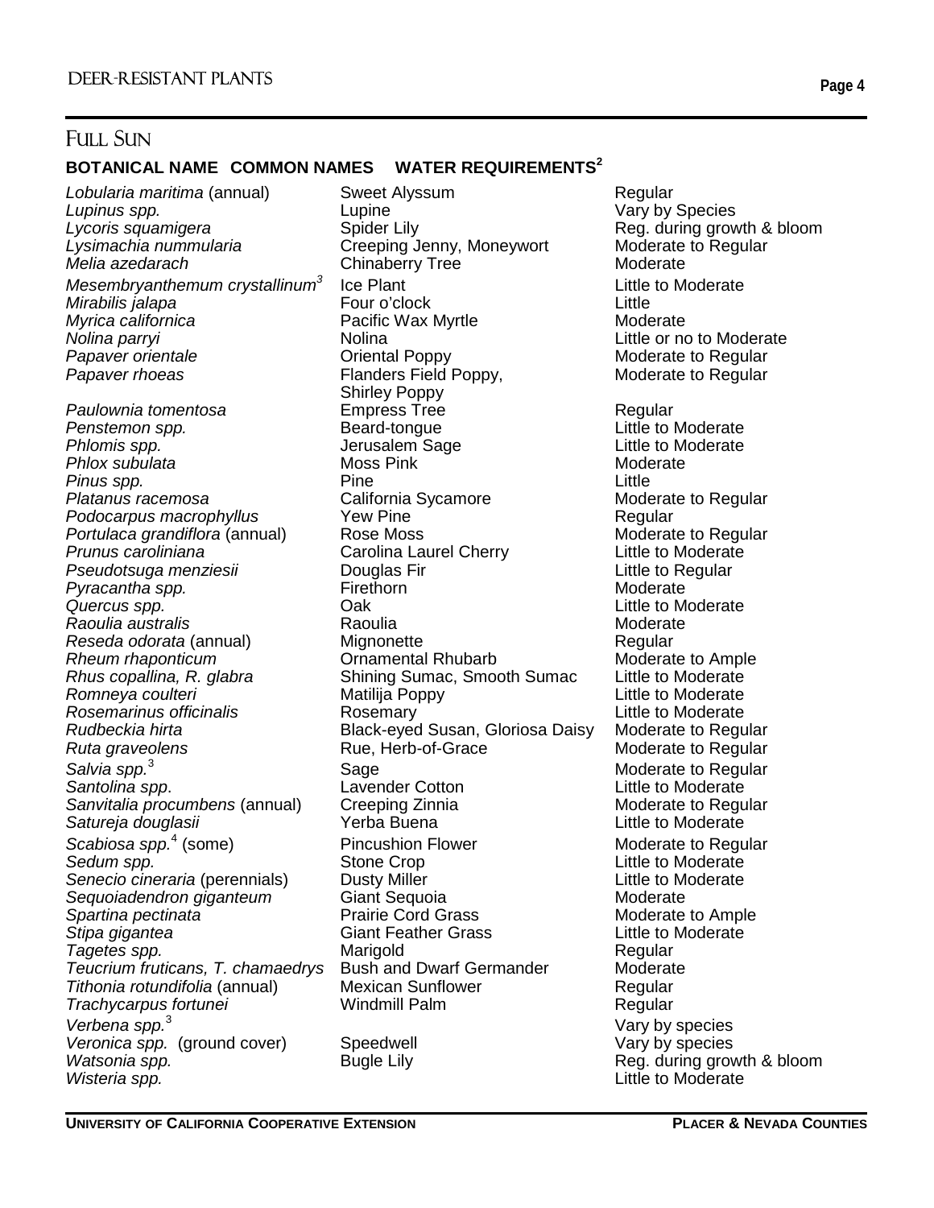## Full Sun

| BOTANICAL NAME | COMMON NAMES | WATER REQUIREMENTS[2] |
|---|---|---|
| *Lobularia maritima* (annual) | Sweet Alyssum | Regular |
| *Lupinus spp.* | Lupine | Vary by Species |
| *Lycoris squamigera* | Spider Lily | Reg. during growth & bloom |
| *Lysimachia nummularia* | Creeping Jenny, Moneywort | Moderate to Regular |
| *Melia azedarach* | Chinaberry Tree | Moderate |
| *Mesembryanthemum crystallinum*[3] | Ice Plant | Little to Moderate |
| *Mirabilis jalapa* | Four o'clock | Little |
| *Myrica californica* | Pacific Wax Myrtle | Moderate |
| *Nolina parryi* | Nolina | Little or no to Moderate |
| *Papaver orientale* | Oriental Poppy | Moderate to Regular |
| *Papaver rhoeas* | Flanders Field Poppy, Shirley Poppy | Moderate to Regular |
| *Paulownia tomentosa* | Empress Tree | Regular |
| *Penstemon spp.* | Beard-tongue | Little to Moderate |
| *Phlomis spp.* | Jerusalem Sage | Little to Moderate |
| *Phlox subulata* | Moss Pink | Moderate |
| *Pinus spp.* | Pine | Little |
| *Platanus racemosa* | California Sycamore | Moderate to Regular |
| *Podocarpus macrophyllus* | Yew Pine | Regular |
| *Portulaca grandiflora* (annual) | Rose Moss | Moderate to Regular |
| *Prunus caroliniana* | Carolina Laurel Cherry | Little to Moderate |
| *Pseudotsuga menziesii* | Douglas Fir | Little to Regular |
| *Pyracantha spp.* | Firethorn | Moderate |
| *Quercus spp.* | Oak | Little to Moderate |
| *Raoulia australis* | Raoulia | Moderate |
| *Reseda odorata* (annual) | Mignonette | Regular |
| *Rheum rhaponticum* | Ornamental Rhubarb | Moderate to Ample |
| *Rhus copallina, R. glabra* | Shining Sumac, Smooth Sumac | Little to Moderate |
| *Romneya coulteri* | Matilija Poppy | Little to Moderate |
| *Rosemarinus officinalis* | Rosemary | Little to Moderate |
| *Rudbeckia hirta* | Black-eyed Susan, Gloriosa Daisy | Moderate to Regular |
| *Ruta graveolens* | Rue, Herb-of-Grace | Moderate to Regular |
| *Salvia spp.*[3] | Sage | Moderate to Regular |
| *Santolina spp*. | Lavender Cotton | Little to Moderate |
| *Sanvitalia procumbens* (annual) | Creeping Zinnia | Moderate to Regular |
| *Satureja douglasii* | Yerba Buena | Little to Moderate |
| *Scabiosa spp.*[4] (some) | Pincushion Flower | Moderate to Regular |
| *Sedum spp.* | Stone Crop | Little to Moderate |
| *Senecio cineraria* (perennials) | Dusty Miller | Little to Moderate |
| *Sequoiadendron giganteum* | Giant Sequoia | Moderate |
| *Spartina pectinata* | Prairie Cord Grass | Moderate to Ample |
| *Stipa gigantea* | Giant Feather Grass | Little to Moderate |
| *Tagetes spp.* | Marigold | Regular |
| *Teucrium fruticans, T. chamaedrys* | Bush and Dwarf Germander | Moderate |
| *Tithonia rotundifolia* (annual) | Mexican Sunflower | Regular |
| *Trachycarpus fortunei* | Windmill Palm | Regular |
| *Verbena spp.*[3] | | Vary by species |
| *Veronica spp.* (ground cover) | Speedwell | Vary by species |
| *Watsonia spp.* | Bugle Lily | Reg. during growth & bloom |
| *Wisteria spp.* | | Little to Moderate |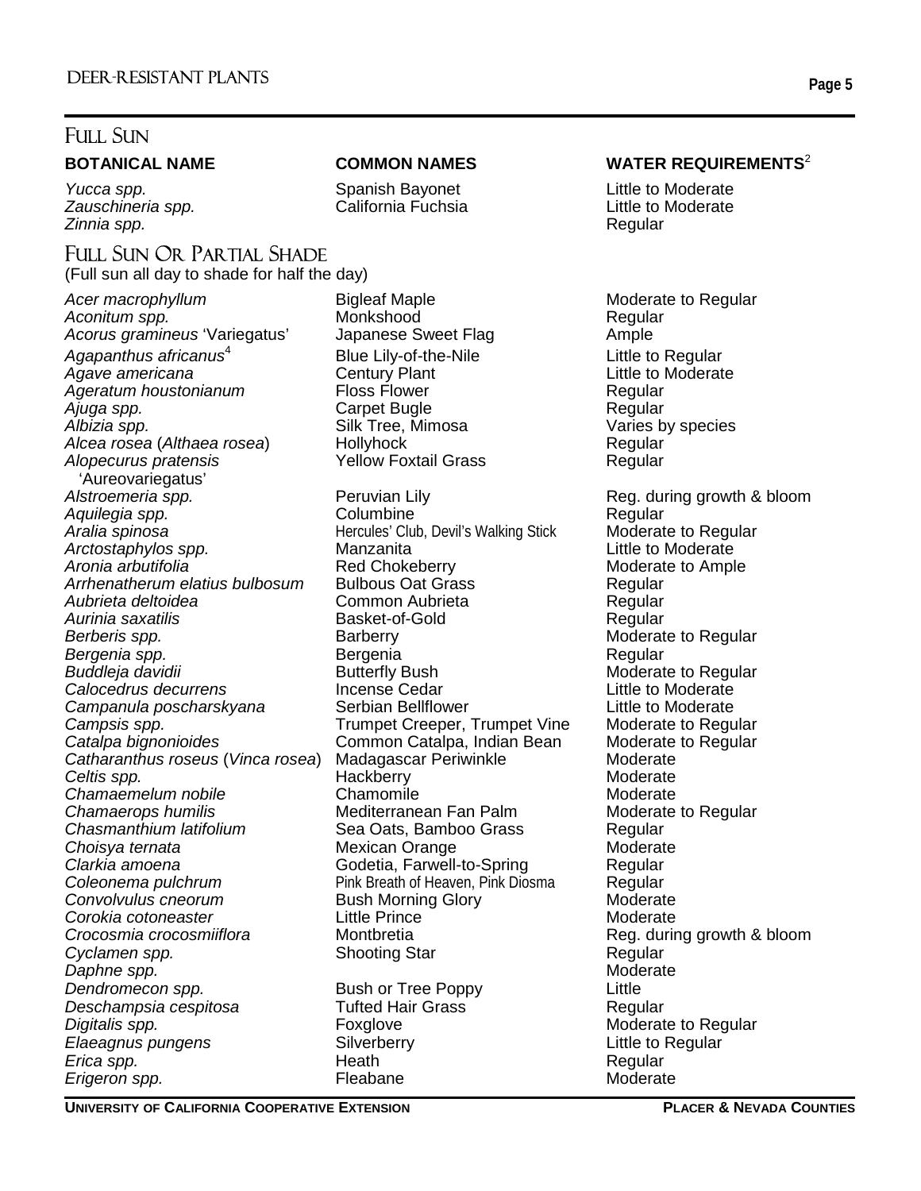## Full Sun

| BOTANICAL NAME | COMMON NAMES | WATER REQUIREMENTS[2] |
|---|---|---|
| *Yucca spp.* | Spanish Bayonet | Little to Moderate |
| *Zauschineria spp.* | California Fuchsia | Little to Moderate |
| *Zinnia spp.* | | Regular |

## Full Sun Or Partial Shade

(Full sun all day to shade for half the day)

| BOTANICAL NAME | COMMON NAMES | WATER REQUIREMENTS[2] |
|---|---|---|
| *Acer macrophyllum* | Bigleaf Maple | Moderate to Regular |
| *Aconitum spp.* | Monkshood | Regular |
| *Acorus gramineus* 'Variegatus' | Japanese Sweet Flag | Ample |
| *Agapanthus africanus*[4] | Blue Lily-of-the-Nile | Little to Regular |
| *Agave americana* | Century Plant | Little to Moderate |
| *Ageratum houstonianum* | Floss Flower | Regular |
| *Ajuga spp.* | Carpet Bugle | Regular |
| *Albizia spp.* | Silk Tree, Mimosa | Varies by species |
| *Alcea rosea* (*Althaea rosea*) | Hollyhock | Regular |
| *Alopecurus pratensis* 'Aureovariegatus' | Yellow Foxtail Grass | Regular |
| *Alstroemeria spp.* | Peruvian Lily | Reg. during growth & bloom |
| *Aquilegia spp.* | Columbine | Regular |
| *Aralia spinosa* | Hercules' Club, Devil's Walking Stick | Moderate to Regular |
| *Arctostaphylos spp.* | Manzanita | Little to Moderate |
| *Aronia arbutifolia* | Red Chokeberry | Moderate to Ample |
| *Arrhenatherum elatius bulbosum* | Bulbous Oat Grass | Regular |
| *Aubrieta deltoidea* | Common Aubrieta | Regular |
| *Aurinia saxatilis* | Basket-of-Gold | Regular |
| *Berberis spp.* | Barberry | Moderate to Regular |
| *Bergenia spp.* | Bergenia | Regular |
| *Buddleja davidii* | Butterfly Bush | Moderate to Regular |
| *Calocedrus decurrens* | Incense Cedar | Little to Moderate |
| *Campanula poscharskyana* | Serbian Bellflower | Little to Moderate |
| *Campsis spp.* | Trumpet Creeper, Trumpet Vine | Moderate to Regular |
| *Catalpa bignonioides* | Common Catalpa, Indian Bean | Moderate to Regular |
| *Catharanthus roseus* (*Vinca rosea*) | Madagascar Periwinkle | Moderate |
| *Celtis spp.* | Hackberry | Moderate |
| *Chamaemelum nobile* | Chamomile | Moderate |
| *Chamaerops humilis* | Mediterranean Fan Palm | Moderate to Regular |
| *Chasmanthium latifolium* | Sea Oats, Bamboo Grass | Regular |
| *Choisya ternata* | Mexican Orange | Moderate |
| *Clarkia amoena* | Godetia, Farwell-to-Spring | Regular |
| *Coleonema pulchrum* | Pink Breath of Heaven, Pink Diosma | Regular |
| *Convolvulus cneorum* | Bush Morning Glory | Moderate |
| *Corokia cotoneaster* | Little Prince | Moderate |
| *Crocosmia crocosmiiflora* | Montbretia | Reg. during growth & bloom |
| *Cyclamen spp.* | Shooting Star | Regular |
| *Daphne spp.* | | Moderate |
| *Dendromecon spp.* | Bush or Tree Poppy | Little |
| *Deschampsia cespitosa* | Tufted Hair Grass | Regular |
| *Digitalis spp.* | Foxglove | Moderate to Regular |
| *Elaeagnus pungens* | Silverberry | Little to Regular |
| *Erica spp.* | Heath | Regular |
| *Erigeron spp.* | Fleabane | Moderate |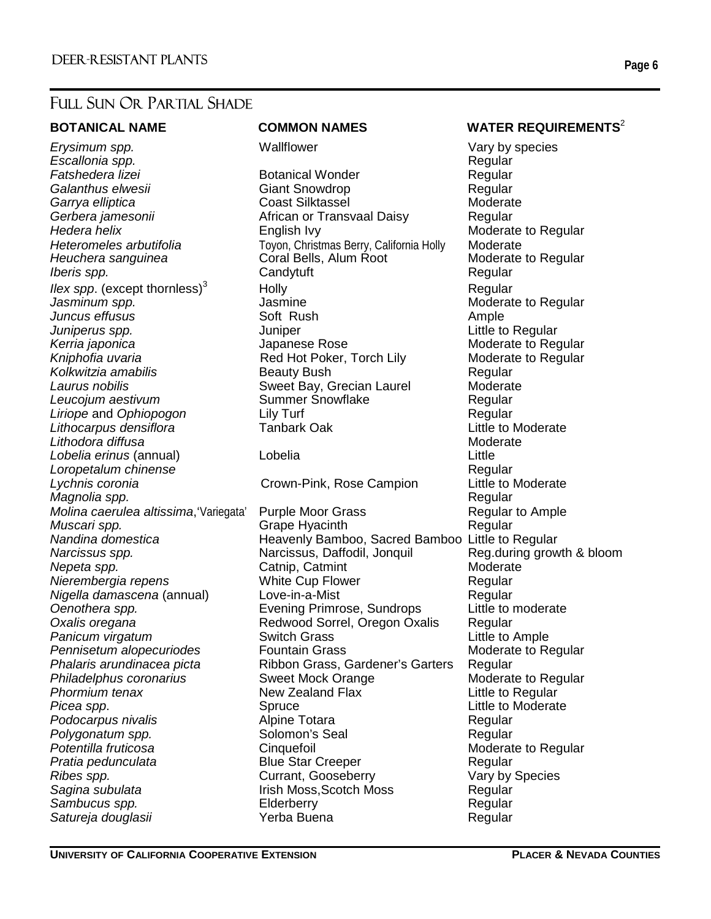## Full Sun Or Partial Shade

| BOTANICAL NAME | COMMON NAMES | WATER REQUIREMENTS[2] |
|---|---|---|
| *Erysimum spp.* | Wallflower | Vary by species |
| *Escallonia spp.* | | Regular |
| *Fatshedera lizei* | Botanical Wonder | Regular |
| *Galanthus elwesii* | Giant Snowdrop | Regular |
| *Garrya elliptica* | Coast Silktassel | Moderate |
| *Gerbera jamesonii* | African or Transvaal Daisy | Regular |
| *Hedera helix* | English Ivy | Moderate to Regular |
| *Heteromeles arbutifolia* | Toyon, Christmas Berry, California Holly | Moderate |
| *Heuchera sanguinea* | Coral Bells, Alum Root | Moderate to Regular |
| *Iberis spp.* | Candytuft | Regular |
| *Ilex spp*. (except thornless)[3] | Holly | Regular |
| *Jasminum spp.* | Jasmine | Moderate to Regular |
| *Juncus effusus* | Soft Rush | Ample |
| *Juniperus spp.* | Juniper | Little to Regular |
| *Kerria japonica* | Japanese Rose | Moderate to Regular |
| *Kniphofia uvaria* | Red Hot Poker, Torch Lily | Moderate to Regular |
| *Kolkwitzia amabilis* | Beauty Bush | Regular |
| *Laurus nobilis* | Sweet Bay, Grecian Laurel | Moderate |
| *Leucojum aestivum* | Summer Snowflake | Regular |
| *Liriope* and *Ophiopogon* | Lily Turf | Regular |
| *Lithocarpus densiflora* | Tanbark Oak | Little to Moderate |
| *Lithodora diffusa* | | Moderate |
| *Lobelia erinus* (annual) | Lobelia | Little |
| *Loropetalum chinense* | | Regular |
| *Lychnis coronia* | Crown-Pink, Rose Campion | Little to Moderate |
| *Magnolia spp.* | | Regular |
| *Molina caerulea altissima*,'Variegata' | Purple Moor Grass | Regular to Ample |
| *Muscari spp.* | Grape Hyacinth | Regular |
| *Nandina domestica* | Heavenly Bamboo, Sacred Bamboo | Little to Regular |
| *Narcissus spp.* | Narcissus, Daffodil, Jonquil | Reg.during growth & bloom |
| *Nepeta spp.* | Catnip, Catmint | Moderate |
| *Nierembergia repens* | White Cup Flower | Regular |
| *Nigella damascena* (annual) | Love-in-a-Mist | Regular |
| *Oenothera spp.* | Evening Primrose, Sundrops | Little to moderate |
| *Oxalis oregana* | Redwood Sorrel, Oregon Oxalis | Regular |
| *Panicum virgatum* | Switch Grass | Little to Ample |
| *Pennisetum alopecuriodes* | Fountain Grass | Moderate to Regular |
| *Phalaris arundinacea picta* | Ribbon Grass, Gardener's Garters | Regular |
| *Philadelphus coronarius* | Sweet Mock Orange | Moderate to Regular |
| *Phormium tenax* | New Zealand Flax | Little to Regular |
| *Picea spp*. | Spruce | Little to Moderate |
| *Podocarpus nivalis* | Alpine Totara | Regular |
| *Polygonatum spp.* | Solomon's Seal | Regular |
| *Potentilla fruticosa* | Cinquefoil | Moderate to Regular |
| *Pratia pedunculata* | Blue Star Creeper | Regular |
| *Ribes spp.* | Currant, Gooseberry | Vary by Species |
| *Sagina subulata* | Irish Moss,Scotch Moss | Regular |
| *Sambucus spp.* | Elderberry | Regular |
| *Satureja douglasii* | Yerba Buena | Regular |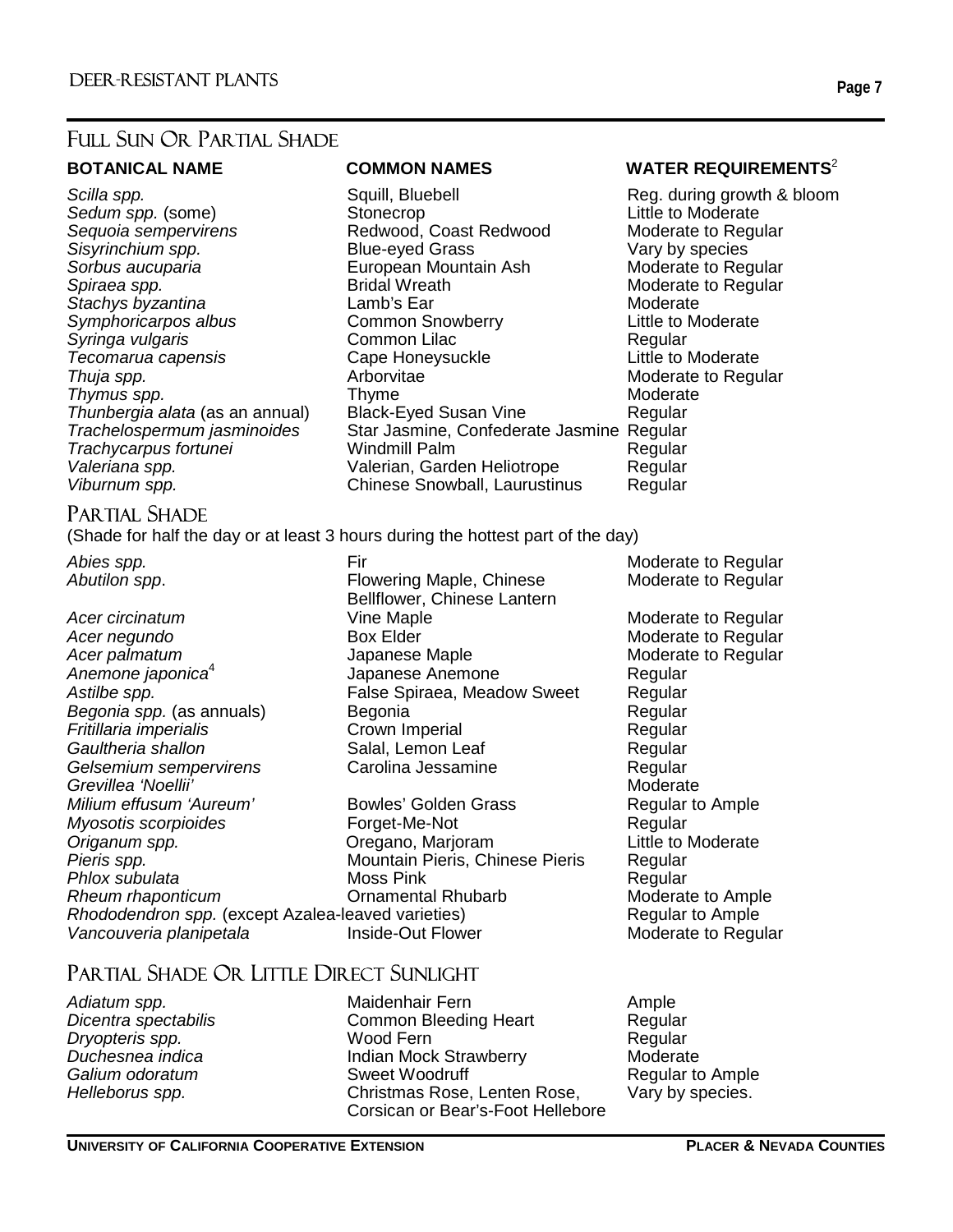## Full Sun Or Partial Shade

| BOTANICAL NAME | COMMON NAMES | WATER REQUIREMENTS[2] |
|---|---|---|
| *Scilla spp.* | Squill, Bluebell | Reg. during growth & bloom |
| *Sedum spp.* (some) | Stonecrop | Little to Moderate |
| *Sequoia sempervirens* | Redwood, Coast Redwood | Moderate to Regular |
| *Sisyrinchium spp.* | Blue-eyed Grass | Vary by species |
| *Sorbus aucuparia* | European Mountain Ash | Moderate to Regular |
| *Spiraea spp.* | Bridal Wreath | Moderate to Regular |
| *Stachys byzantina* | Lamb's Ear | Moderate |
| *Symphoricarpos albus* | Common Snowberry | Little to Moderate |
| *Syringa vulgaris* | Common Lilac | Regular |
| *Tecomarua capensis* | Cape Honeysuckle | Little to Moderate |
| *Thuja spp.* | Arborvitae | Moderate to Regular |
| *Thymus spp.* | Thyme | Moderate |
| *Thunbergia alata* (as an annual) | Black-Eyed Susan Vine | Regular |
| *Trachelospermum jasminoides* | Star Jasmine, Confederate Jasmine | Regular |
| *Trachycarpus fortunei* | Windmill Palm | Regular |
| *Valeriana spp.* | Valerian, Garden Heliotrope | Regular |
| *Viburnum spp.* | Chinese Snowball, Laurustinus | Regular |

## Partial Shade

(Shade for half the day or at least 3 hours during the hottest part of the day)

| BOTANICAL NAME | COMMON NAMES | WATER REQUIREMENTS |
|---|---|---|
| *Abies spp.* | Fir | Moderate to Regular |
| *Abutilon spp*. | Flowering Maple, Chinese Bellflower, Chinese Lantern | Moderate to Regular |
| *Acer circinatum* | Vine Maple | Moderate to Regular |
| *Acer negundo* | Box Elder | Moderate to Regular |
| *Acer palmatum* | Japanese Maple | Moderate to Regular |
| *Anemone japonica*[4] | Japanese Anemone | Regular |
| *Astilbe spp.* | False Spiraea, Meadow Sweet | Regular |
| *Begonia spp.* (as annuals) | Begonia | Regular |
| *Fritillaria imperialis* | Crown Imperial | Regular |
| *Gaultheria shallon* | Salal, Lemon Leaf | Regular |
| *Gelsemium sempervirens* | Carolina Jessamine | Regular |
| *Grevillea 'Noellii'* | | Moderate |
| *Milium effusum 'Aureum'* | Bowles' Golden Grass | Regular to Ample |
| *Myosotis scorpioides* | Forget-Me-Not | Regular |
| *Origanum spp.* | Oregano, Marjoram | Little to Moderate |
| *Pieris spp.* | Mountain Pieris, Chinese Pieris | Regular |
| *Phlox subulata* | Moss Pink | Regular |
| *Rheum rhaponticum* | Ornamental Rhubarb | Moderate to Ample |
| *Rhododendron spp.* (except Azalea-leaved varieties) | | Regular to Ample |
| *Vancouveria planipetala* | Inside-Out Flower | Moderate to Regular |

## Partial Shade Or Little Direct Sunlight

| BOTANICAL NAME | COMMON NAMES | WATER REQUIREMENTS |
|---|---|---|
| *Adiatum spp.* | Maidenhair Fern | Ample |
| *Dicentra spectabilis* | Common Bleeding Heart | Regular |
| *Dryopteris spp.* | Wood Fern | Regular |
| *Duchesnea indica* | Indian Mock Strawberry | Moderate |
| *Galium odoratum* | Sweet Woodruff | Regular to Ample |
| *Helleborus spp.* | Christmas Rose, Lenten Rose, Corsican or Bear's-Foot Hellebore | Vary by species. |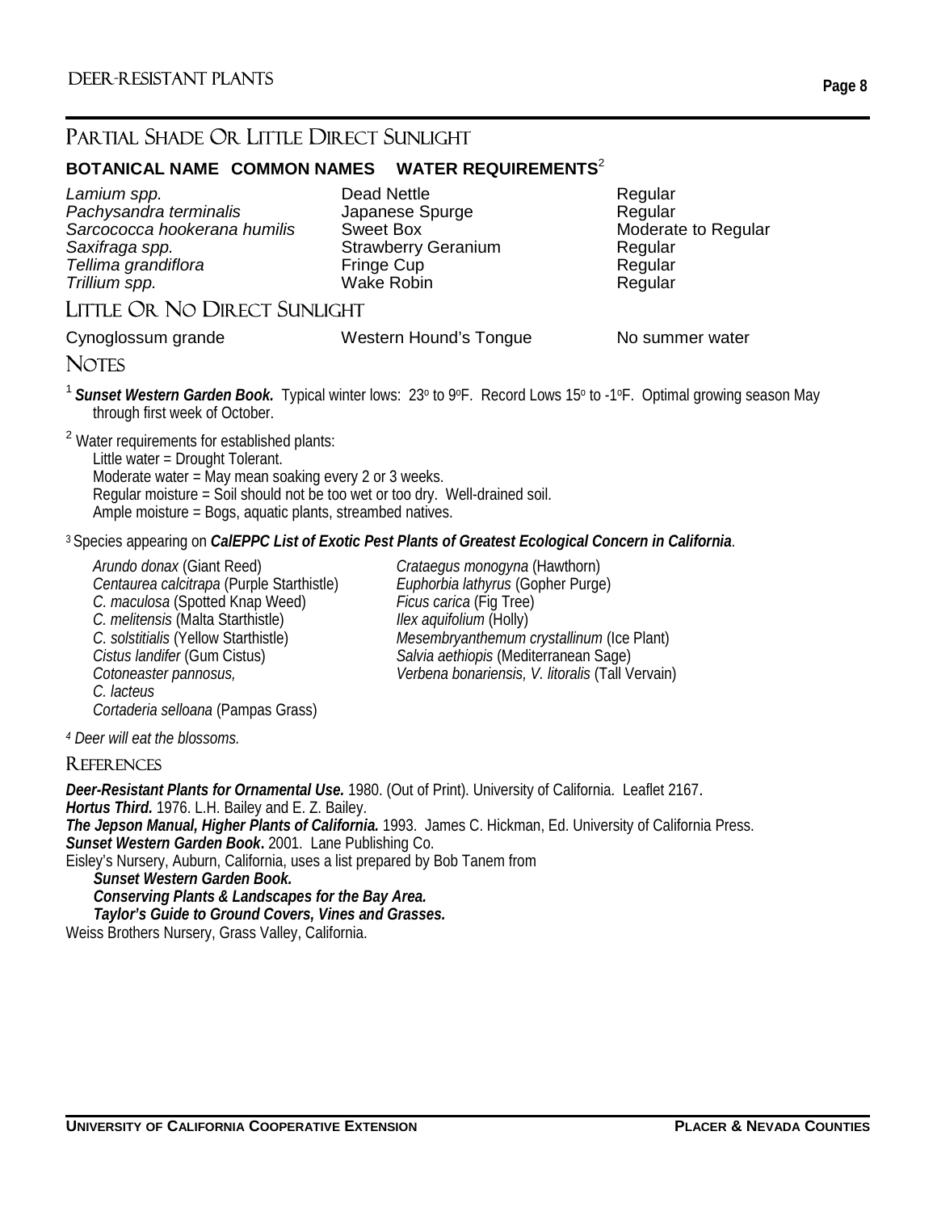## Partial Shade Or Little Direct Sunlight

| BOTANICAL NAME | COMMON NAMES | WATER REQUIREMENTS[2] |
|---|---|---|
| *Lamium spp.* | Dead Nettle | Regular |
| *Pachysandra terminalis* | Japanese Spurge | Regular |
| *Sarcococca hookerana humilis* | Sweet Box | Moderate to Regular |
| *Saxifraga spp.* | Strawberry Geranium | Regular |
| *Tellima grandiflora* | Fringe Cup | Regular |
| *Trillium spp.* | Wake Robin | Regular |

## Little Or No Direct Sunlight

| | | |
|---|---|---|
| Cynoglossum grande | Western Hound's Tongue | No summer water |

## Notes

[1] ***Sunset Western Garden Book.*** Typical winter lows: 23° to 9°F. Record Lows 15° to -1°F. Optimal growing season May through first week of October.

[2] Water requirements for established plants:
Little water = Drought Tolerant.
Moderate water = May mean soaking every 2 or 3 weeks.
Regular moisture = Soil should not be too wet or too dry. Well-drained soil.
Ample moisture = Bogs, aquatic plants, streambed natives.

[3] Species appearing on ***CalEPPC List of Exotic Pest Plants of Greatest Ecological Concern in California***.

- *Arundo donax* (Giant Reed)
- *Centaurea calcitrapa* (Purple Starthistle)
- *C. maculosa* (Spotted Knap Weed)
- *C. melitensis* (Malta Starthistle)
- *C. solstitialis* (Yellow Starthistle)
- *Cistus landifer* (Gum Cistus)
- *Cotoneaster pannosus,*
- *C. lacteus*
- *Cortaderia selloana* (Pampas Grass)
- *Crataegus monogyna* (Hawthorn)
- *Euphorbia lathyrus* (Gopher Purge)
- *Ficus carica* (Fig Tree)
- *Ilex aquifolium* (Holly)
- *Mesembryanthemum crystallinum* (Ice Plant)
- *Salvia aethiopis* (Mediterranean Sage)
- *Verbena bonariensis, V. litoralis* (Tall Vervain)

[4] *Deer will eat the blossoms.*

## References

***Deer-Resistant Plants for Ornamental Use.*** 1980. (Out of Print). University of California. Leaflet 2167.
***Hortus Third.*** 1976. L.H. Bailey and E. Z. Bailey.
***The Jepson Manual, Higher Plants of California.*** 1993. James C. Hickman, Ed. University of California Press.
***Sunset Western Garden Book.*** 2001. Lane Publishing Co.
Eisley's Nursery, Auburn, California, uses a list prepared by Bob Tanem from
***Sunset Western Garden Book.***
***Conserving Plants & Landscapes for the Bay Area.***
***Taylor's Guide to Ground Covers, Vines and Grasses.***
Weiss Brothers Nursery, Grass Valley, California.